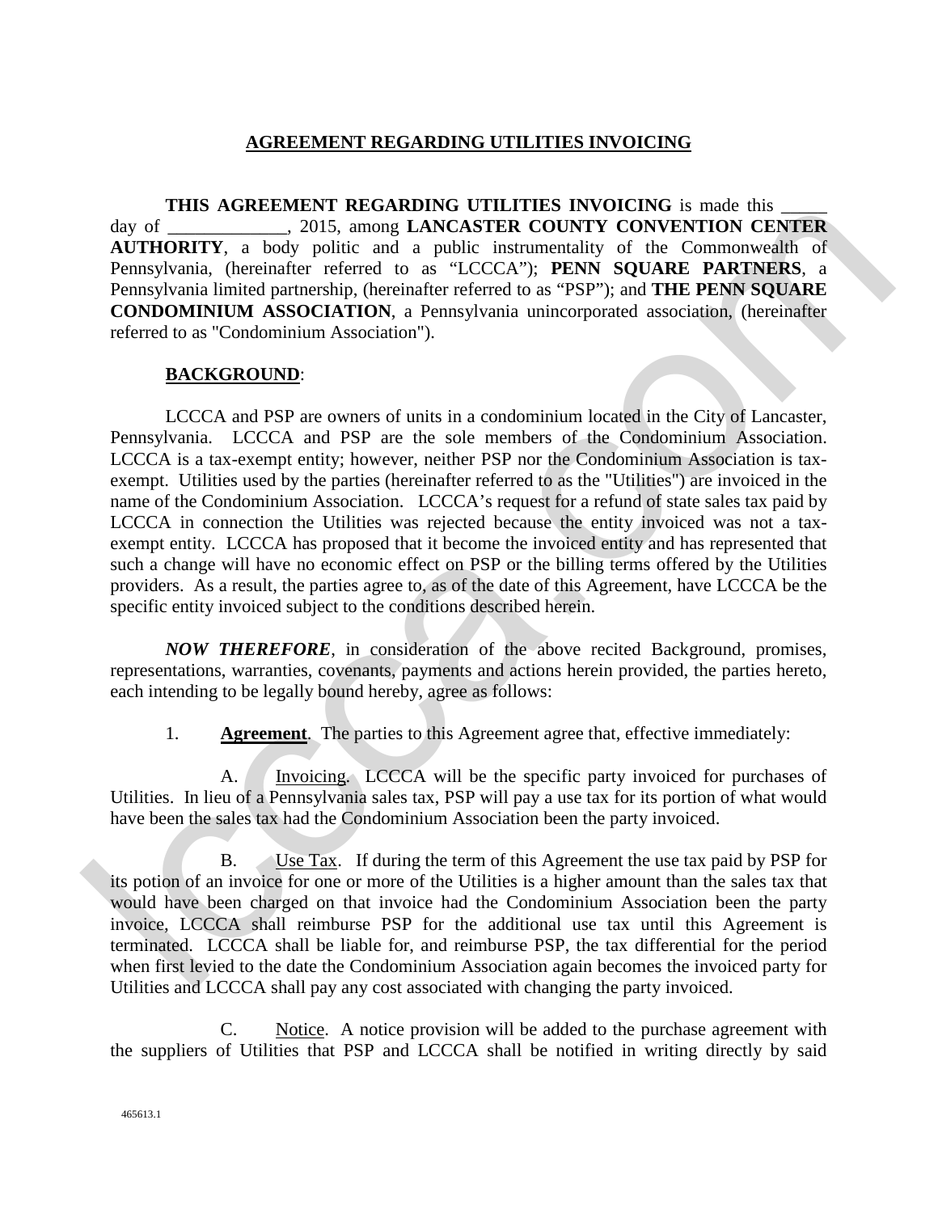# AGREEMENT REGARDING UTILITIES INVOICING

**THIS AGREEMENT REGARDING UTILITIES INVOICING** is made this _____ day of _____________, 2015, among **LANCASTER COUNTY CONVENTION CENTER AUTHORITY**, a body politic and a public instrumentality of the Commonwealth of Pennsylvania, (hereinafter referred to as "LCCCA"); **PENN SQUARE PARTNERS**, a Pennsylvania limited partnership, (hereinafter referred to as "PSP"); and **THE PENN SQUARE CONDOMINIUM ASSOCIATION**, a Pennsylvania unincorporated association, (hereinafter referred to as "Condominium Association").

**BACKGROUND**:

LCCCA and PSP are owners of units in a condominium located in the City of Lancaster, Pennsylvania. LCCCA and PSP are the sole members of the Condominium Association. LCCCA is a tax-exempt entity; however, neither PSP nor the Condominium Association is tax-exempt. Utilities used by the parties (hereinafter referred to as the "Utilities") are invoiced in the name of the Condominium Association. LCCCA's request for a refund of state sales tax paid by LCCCA in connection the Utilities was rejected because the entity invoiced was not a tax-exempt entity. LCCCA has proposed that it become the invoiced entity and has represented that such a change will have no economic effect on PSP or the billing terms offered by the Utilities providers. As a result, the parties agree to, as of the date of this Agreement, have LCCCA be the specific entity invoiced subject to the conditions described herein.

***NOW THEREFORE***, in consideration of the above recited Background, promises, representations, warranties, covenants, payments and actions herein provided, the parties hereto, each intending to be legally bound hereby, agree as follows:

1. **Agreement**. The parties to this Agreement agree that, effective immediately:

A. Invoicing. LCCCA will be the specific party invoiced for purchases of Utilities. In lieu of a Pennsylvania sales tax, PSP will pay a use tax for its portion of what would have been the sales tax had the Condominium Association been the party invoiced.

B. Use Tax. If during the term of this Agreement the use tax paid by PSP for its potion of an invoice for one or more of the Utilities is a higher amount than the sales tax that would have been charged on that invoice had the Condominium Association been the party invoice, LCCCA shall reimburse PSP for the additional use tax until this Agreement is terminated. LCCCA shall be liable for, and reimburse PSP, the tax differential for the period when first levied to the date the Condominium Association again becomes the invoiced party for Utilities and LCCCA shall pay any cost associated with changing the party invoiced.

C. Notice. A notice provision will be added to the purchase agreement with the suppliers of Utilities that PSP and LCCCA shall be notified in writing directly by said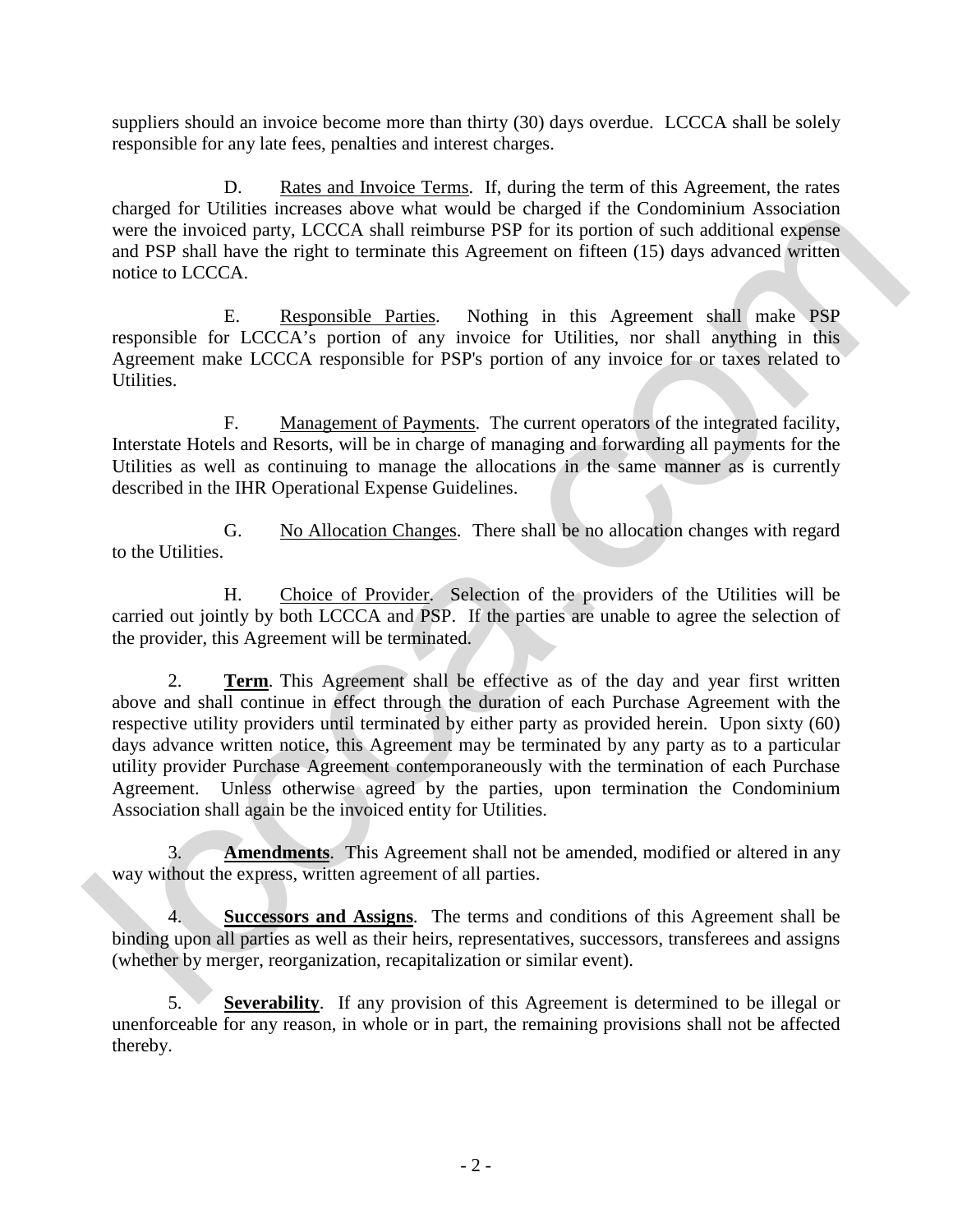suppliers should an invoice become more than thirty (30) days overdue. LCCCA shall be solely responsible for any late fees, penalties and interest charges.

D. Rates and Invoice Terms. If, during the term of this Agreement, the rates charged for Utilities increases above what would be charged if the Condominium Association were the invoiced party, LCCCA shall reimburse PSP for its portion of such additional expense and PSP shall have the right to terminate this Agreement on fifteen (15) days advanced written notice to LCCCA.

E. Responsible Parties. Nothing in this Agreement shall make PSP responsible for LCCCA's portion of any invoice for Utilities, nor shall anything in this Agreement make LCCCA responsible for PSP's portion of any invoice for or taxes related to Utilities.

F. Management of Payments. The current operators of the integrated facility, Interstate Hotels and Resorts, will be in charge of managing and forwarding all payments for the Utilities as well as continuing to manage the allocations in the same manner as is currently described in the IHR Operational Expense Guidelines.

G. No Allocation Changes. There shall be no allocation changes with regard to the Utilities.

H. Choice of Provider. Selection of the providers of the Utilities will be carried out jointly by both LCCCA and PSP. If the parties are unable to agree the selection of the provider, this Agreement will be terminated.

2. **Term**. This Agreement shall be effective as of the day and year first written above and shall continue in effect through the duration of each Purchase Agreement with the respective utility providers until terminated by either party as provided herein. Upon sixty (60) days advance written notice, this Agreement may be terminated by any party as to a particular utility provider Purchase Agreement contemporaneously with the termination of each Purchase Agreement. Unless otherwise agreed by the parties, upon termination the Condominium Association shall again be the invoiced entity for Utilities.

3. **Amendments**. This Agreement shall not be amended, modified or altered in any way without the express, written agreement of all parties.

4. **Successors and Assigns**. The terms and conditions of this Agreement shall be binding upon all parties as well as their heirs, representatives, successors, transferees and assigns (whether by merger, reorganization, recapitalization or similar event).

5. **Severability**. If any provision of this Agreement is determined to be illegal or unenforceable for any reason, in whole or in part, the remaining provisions shall not be affected thereby.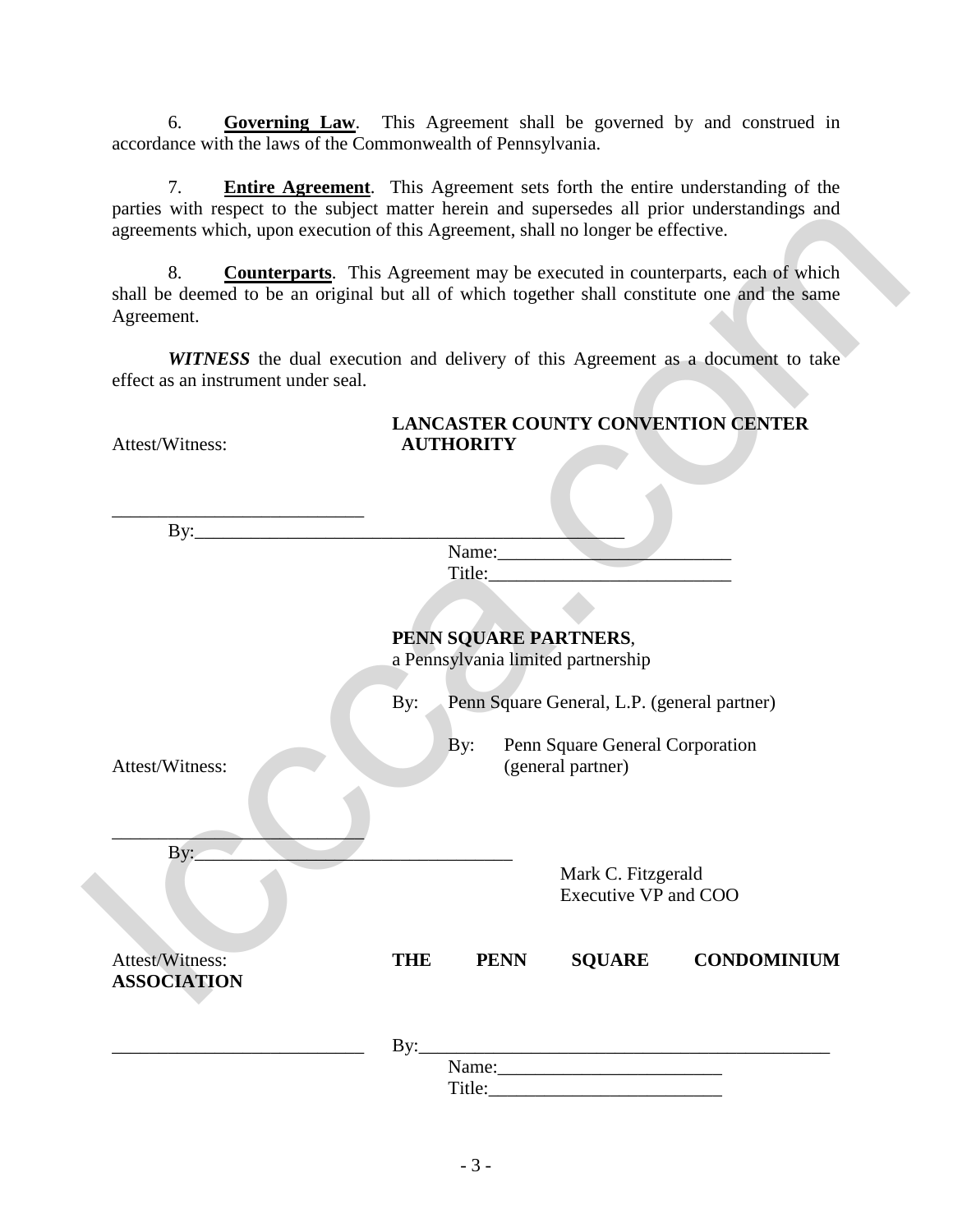6. **Governing Law**. This Agreement shall be governed by and construed in accordance with the laws of the Commonwealth of Pennsylvania.

7. **Entire Agreement**. This Agreement sets forth the entire understanding of the parties with respect to the subject matter herein and supersedes all prior understandings and agreements which, upon execution of this Agreement, shall no longer be effective.

8. **Counterparts**. This Agreement may be executed in counterparts, each of which shall be deemed to be an original but all of which together shall constitute one and the same Agreement.

***WITNESS*** the dual execution and delivery of this Agreement as a document to take effect as an instrument under seal.

Attest/Witness:

**LANCASTER COUNTY CONVENTION CENTER AUTHORITY**

___________________________

By:_______________________________________________

Name:_________________________

Title:__________________________

**PENN SQUARE PARTNERS**,
a Pennsylvania limited partnership

By: Penn Square General, L.P. (general partner)

By: Penn Square General Corporation (general partner)

Attest/Witness:

___________________________

By:__________________________________

Mark C. Fitzgerald
Executive VP and COO

Attest/Witness:

**THE PENN SQUARE CONDOMINIUM ASSOCIATION**

___________________________

By:_______________________________________________

Name:________________________

Title:_________________________